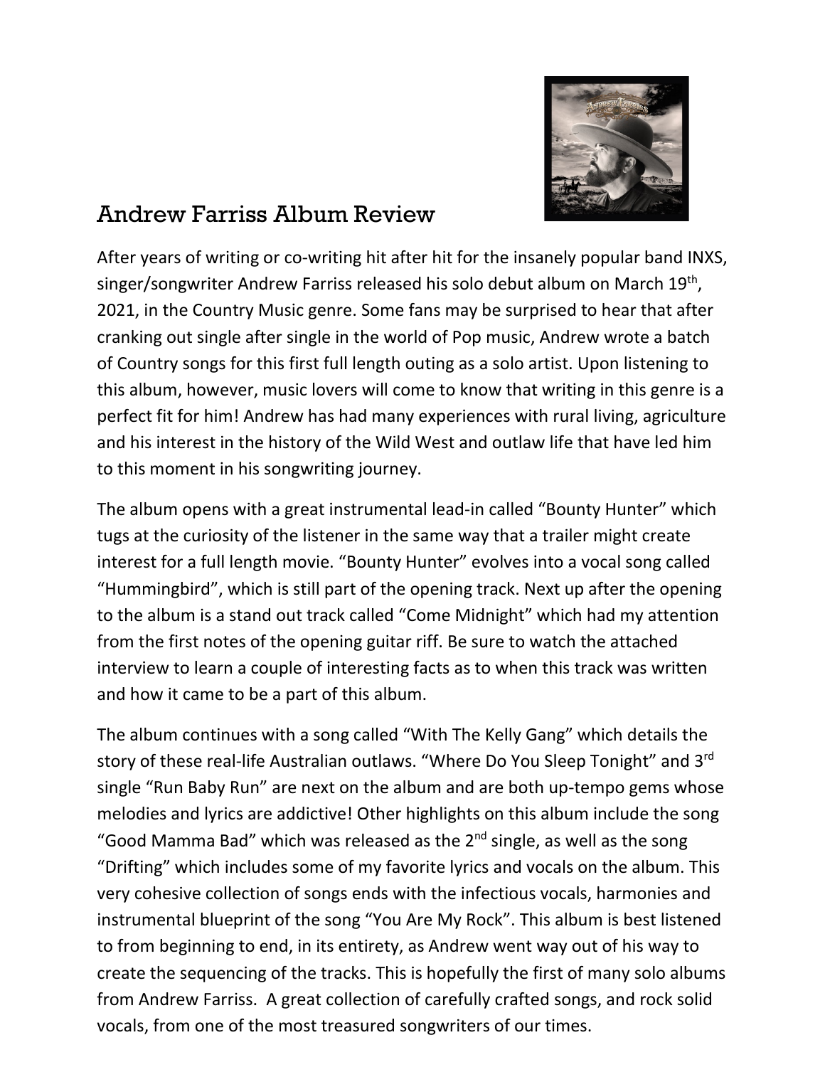# Andrew Farriss Album Review

After years of writing or co-writing hit after hit for the insanely popular band INXS, singer/songwriter Andrew Farriss released his solo debut album on March 19th, 2021, in the Country Music genre. Some fans may be surprised to hear that after cranking out single after single in the world of Pop music, Andrew wrote a batch of Country songs for this first full length outing as a solo artist. Upon listening to this album, however, music lovers will come to know that writing in this genre is a perfect fit for him! Andrew has had many experiences with rural living, agriculture and his interest in the history of the Wild West and outlaw life that have led him to this moment in his songwriting journey.

The album opens with a great instrumental lead-in called "Bounty Hunter" which tugs at the curiosity of the listener in the same way that a trailer might create interest for a full length movie. "Bounty Hunter" evolves into a vocal song called "Hummingbird", which is still part of the opening track. Next up after the opening to the album is a stand out track called "Come Midnight" which had my attention from the first notes of the opening guitar riff. Be sure to watch the attached interview to learn a couple of interesting facts as to when this track was written and how it came to be a part of this album.

The album continues with a song called "With The Kelly Gang" which details the story of these real-life Australian outlaws. "Where Do You Sleep Tonight" and 3rd single "Run Baby Run" are next on the album and are both up-tempo gems whose melodies and lyrics are addictive! Other highlights on this album include the song "Good Mamma Bad" which was released as the 2nd single, as well as the song "Drifting" which includes some of my favorite lyrics and vocals on the album. This very cohesive collection of songs ends with the infectious vocals, harmonies and instrumental blueprint of the song "You Are My Rock". This album is best listened to from beginning to end, in its entirety, as Andrew went way out of his way to create the sequencing of the tracks. This is hopefully the first of many solo albums from Andrew Farriss. A great collection of carefully crafted songs, and rock solid vocals, from one of the most treasured songwriters of our times.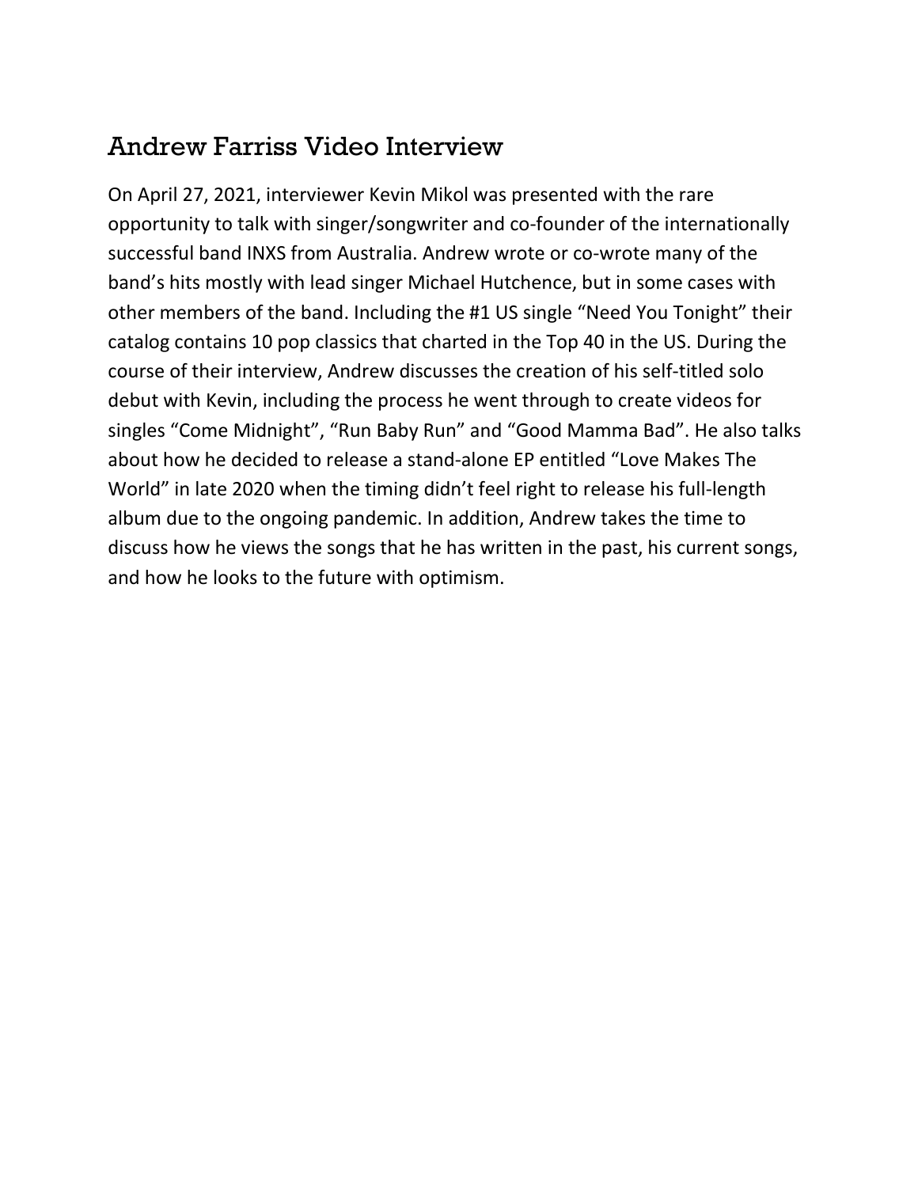## Andrew Farriss Video Interview

On April 27, 2021, interviewer Kevin Mikol was presented with the rare opportunity to talk with singer/songwriter and co-founder of the internationally successful band INXS from Australia. Andrew wrote or co-wrote many of the band's hits mostly with lead singer Michael Hutchence, but in some cases with other members of the band. Including the #1 US single "Need You Tonight" their catalog contains 10 pop classics that charted in the Top 40 in the US. During the course of their interview, Andrew discusses the creation of his self-titled solo debut with Kevin, including the process he went through to create videos for singles "Come Midnight", "Run Baby Run" and "Good Mamma Bad". He also talks about how he decided to release a stand-alone EP entitled "Love Makes The World" in late 2020 when the timing didn't feel right to release his full-length album due to the ongoing pandemic. In addition, Andrew takes the time to discuss how he views the songs that he has written in the past, his current songs, and how he looks to the future with optimism.